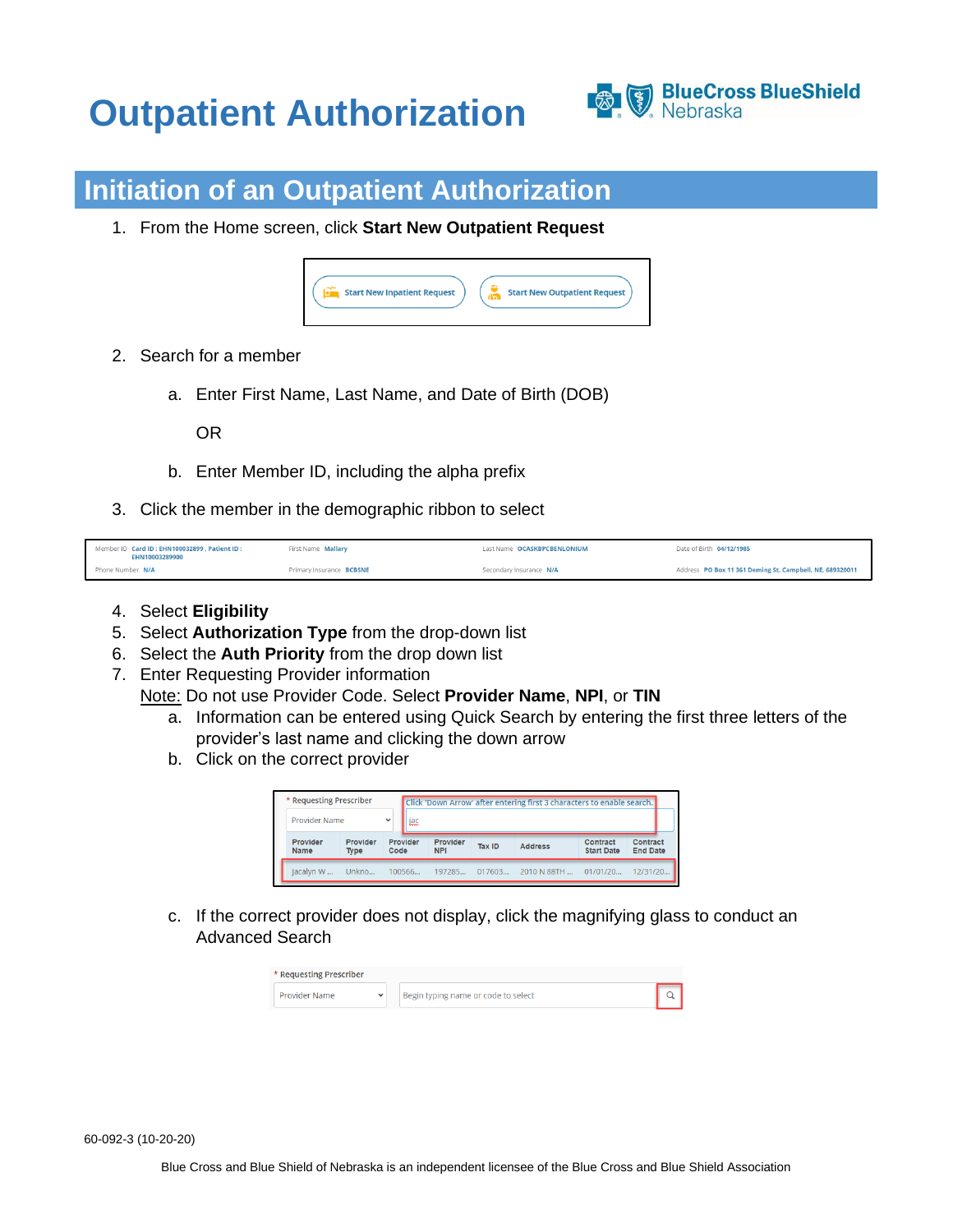# Outpatient Authorization

## Initiation of an Outpatient Authorization

1. From the Home screen, click **Start New Outpatient Request**

   Start New Inpatient Request | Start New Outpatient Request

2. Search for a member

   a. Enter First Name, Last Name, and Date of Birth (DOB)

      OR

   b. Enter Member ID, including the alpha prefix

3. Click the member in the demographic ribbon to select

| Member ID Card ID : EHN100032899 , Patient ID : EHN100032899900 | First Name Mallary | Last Name OCASKBPCBENLONIUM | Date of Birth 04/12/1985 |
|---|---|---|---|
| Phone Number N/A | Primary Insurance BCBSNE | Secondary Insurance N/A | Address PO Box 11 361 Deming St. Campbell, NE, 689320011 |

4. Select **Eligibility**
5. Select **Authorization Type** from the drop-down list
6. Select the **Auth Priority** from the drop down list
7. Enter Requesting Provider information

   Note: Do not use Provider Code. Select **Provider Name**, **NPI**, or **TIN**

   a. Information can be entered using Quick Search by entering the first three letters of the provider's last name and clicking the down arrow

   b. Click on the correct provider

   \* Requesting Prescriber — Provider Name — Click 'Down Arrow' after entering first 3 characters to enable search. — jac

| Provider Name | Provider Type | Provider Code | Provider NPI | Tax ID | Address | Contract Start Date | Contract End Date |
|---|---|---|---|---|---|---|---|
| Jacalyn W ... | Unkno... | 100566... | 197285... | 017603... | 2010 N 88TH ... | 01/01/20... | 12/31/20... |

   c. If the correct provider does not display, click the magnifying glass to conduct an Advanced Search

   \* Requesting Prescriber — Provider Name — Begin typing name or code to select

60-092-3 (10-20-20)

Blue Cross and Blue Shield of Nebraska is an independent licensee of the Blue Cross and Blue Shield Association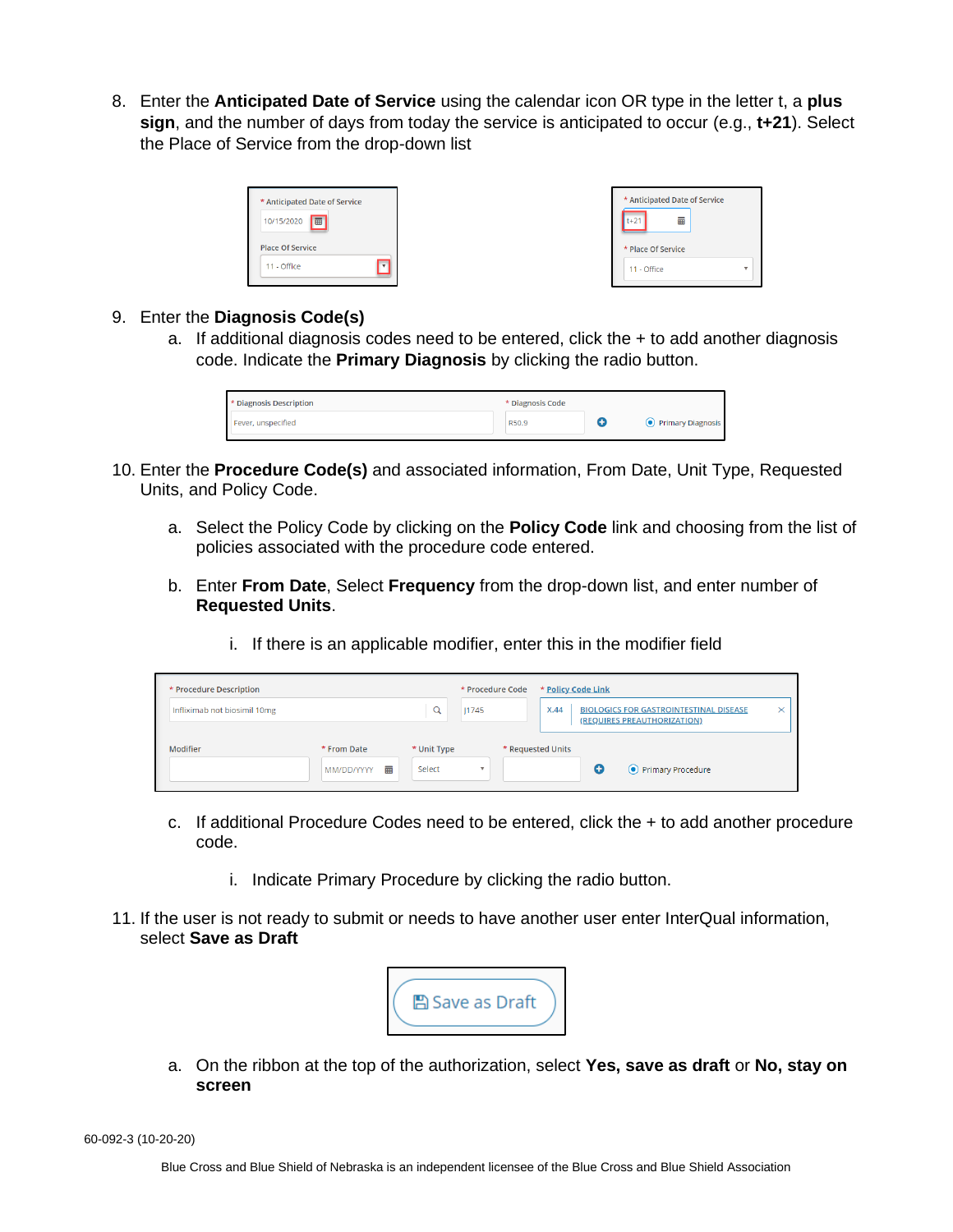8. Enter the **Anticipated Date of Service** using the calendar icon OR type in the letter t, a **plus sign**, and the number of days from today the service is anticipated to occur (e.g., **t+21**). Select the Place of Service from the drop-down list

9. Enter the **Diagnosis Code(s)**
   a. If additional diagnosis codes need to be entered, click the + to add another diagnosis code. Indicate the **Primary Diagnosis** by clicking the radio button.

10. Enter the **Procedure Code(s)** and associated information, From Date, Unit Type, Requested Units, and Policy Code.

    a. Select the Policy Code by clicking on the **Policy Code** link and choosing from the list of policies associated with the procedure code entered.

    b. Enter **From Date**, Select **Frequency** from the drop-down list, and enter number of **Requested Units**.

       i. If there is an applicable modifier, enter this in the modifier field

    c. If additional Procedure Codes need to be entered, click the + to add another procedure code.

       i. Indicate Primary Procedure by clicking the radio button.

11. If the user is not ready to submit or needs to have another user enter InterQual information, select **Save as Draft**

    a. On the ribbon at the top of the authorization, select **Yes, save as draft** or **No, stay on screen**

60-092-3 (10-20-20)

Blue Cross and Blue Shield of Nebraska is an independent licensee of the Blue Cross and Blue Shield Association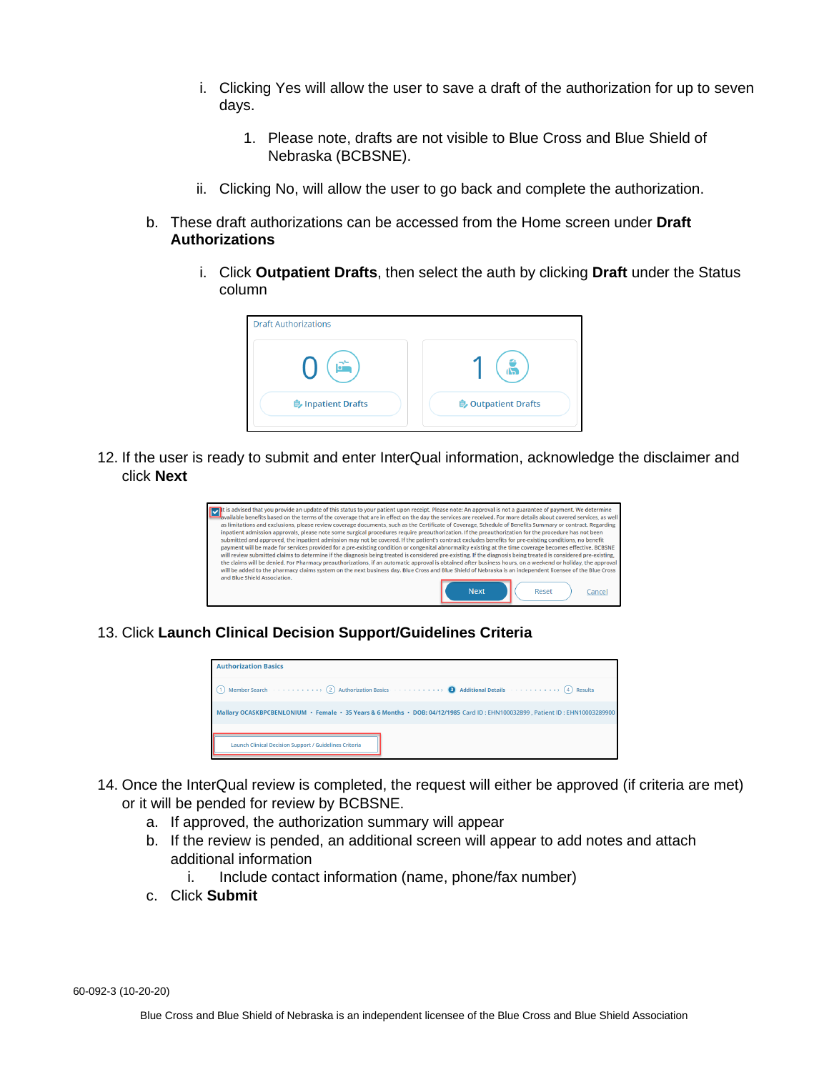i. Clicking Yes will allow the user to save a draft of the authorization for up to seven days.

   1. Please note, drafts are not visible to Blue Cross and Blue Shield of Nebraska (BCBSNE).

ii. Clicking No, will allow the user to go back and complete the authorization.

b. These draft authorizations can be accessed from the Home screen under **Draft Authorizations**

   i. Click **Outpatient Drafts**, then select the auth by clicking **Draft** under the Status column

12. If the user is ready to submit and enter InterQual information, acknowledge the disclaimer and click **Next**

13. Click **Launch Clinical Decision Support/Guidelines Criteria**

14. Once the InterQual review is completed, the request will either be approved (if criteria are met) or it will be pended for review by BCBSNE.
    a. If approved, the authorization summary will appear
    b. If the review is pended, an additional screen will appear to add notes and attach additional information
       i. Include contact information (name, phone/fax number)
    c. Click **Submit**

60-092-3 (10-20-20)

Blue Cross and Blue Shield of Nebraska is an independent licensee of the Blue Cross and Blue Shield Association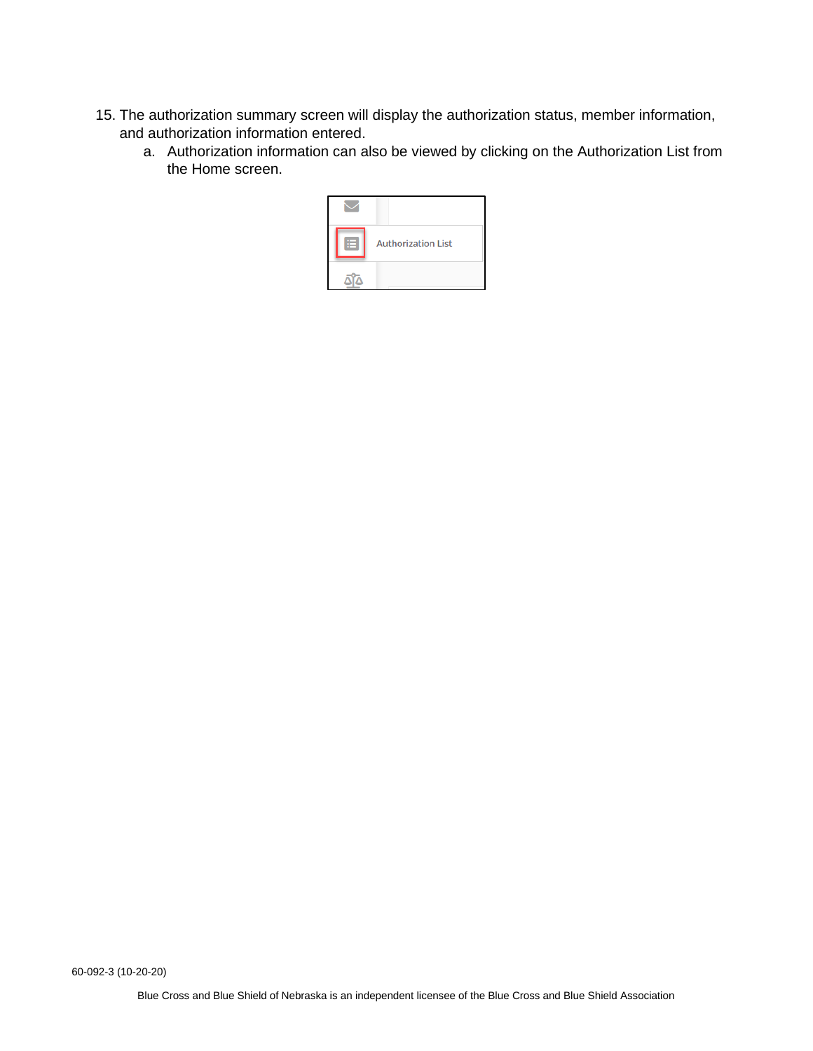15. The authorization summary screen will display the authorization status, member information, and authorization information entered.
    a. Authorization information can also be viewed by clicking on the Authorization List from the Home screen.

60-092-3 (10-20-20)

Blue Cross and Blue Shield of Nebraska is an independent licensee of the Blue Cross and Blue Shield Association